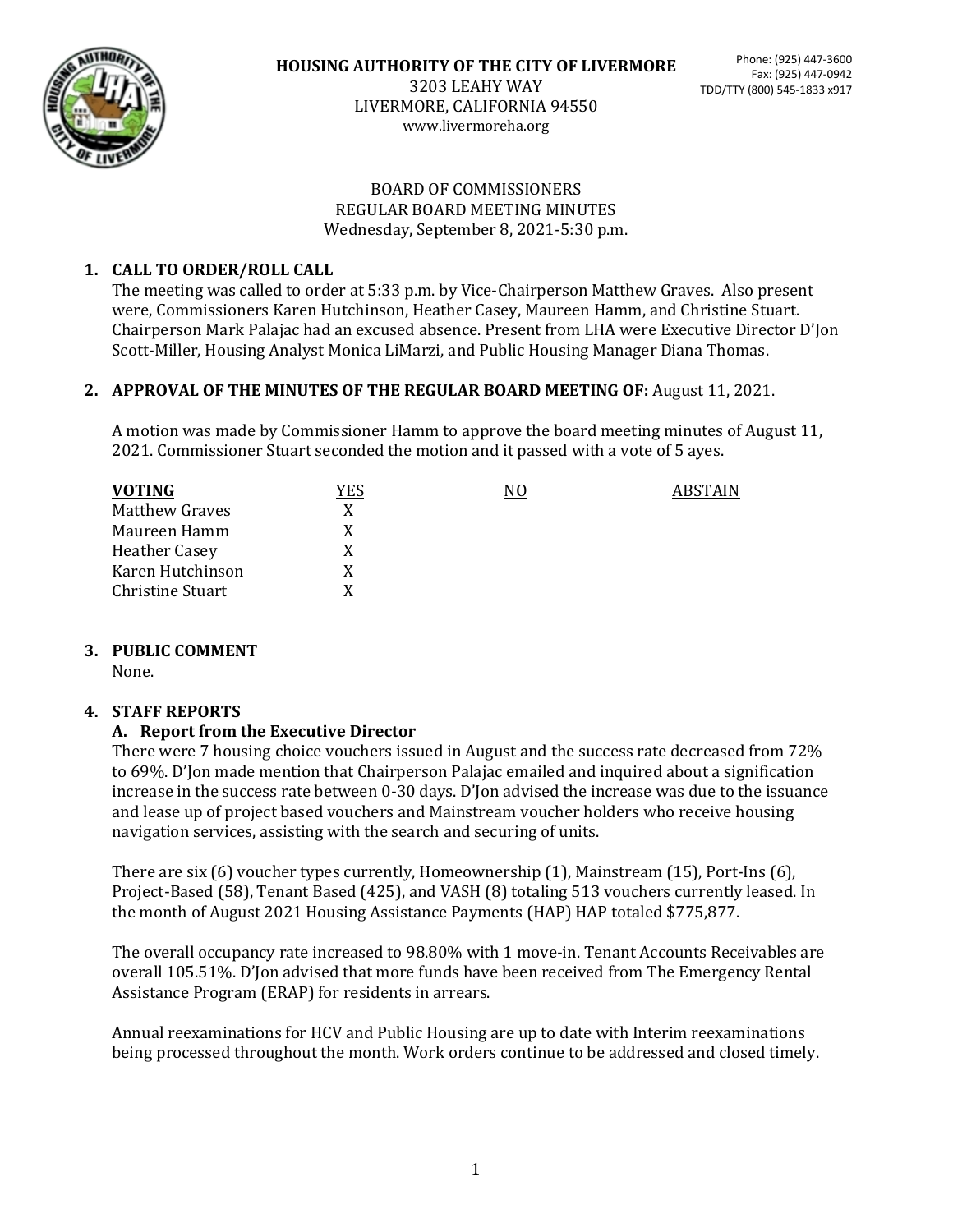**HOUSING AUTHORITY OF THE CITY OF LIVERMORE**
3203 LEAHY WAY
LIVERMORE, CALIFORNIA 94550
www.livermoreha.org

Phone: (925) 447-3600
Fax: (925) 447-0942
TDD/TTY (800) 545-1833 x917

BOARD OF COMMISSIONERS
REGULAR BOARD MEETING MINUTES
Wednesday, September 8, 2021-5:30 p.m.

## 1. CALL TO ORDER/ROLL CALL

The meeting was called to order at 5:33 p.m. by Vice-Chairperson Matthew Graves. Also present were, Commissioners Karen Hutchinson, Heather Casey, Maureen Hamm, and Christine Stuart. Chairperson Mark Palajac had an excused absence. Present from LHA were Executive Director D'Jon Scott-Miller, Housing Analyst Monica LiMarzi, and Public Housing Manager Diana Thomas.

## 2. APPROVAL OF THE MINUTES OF THE REGULAR BOARD MEETING OF: August 11, 2021.

A motion was made by Commissioner Hamm to approve the board meeting minutes of August 11, 2021. Commissioner Stuart seconded the motion and it passed with a vote of 5 ayes.

| VOTING | YES | NO | ABSTAIN |
|---|---|---|---|
| Matthew Graves | X | | |
| Maureen Hamm | X | | |
| Heather Casey | X | | |
| Karen Hutchinson | X | | |
| Christine Stuart | X | | |

## 3. PUBLIC COMMENT

None.

## 4. STAFF REPORTS

### A. Report from the Executive Director

There were 7 housing choice vouchers issued in August and the success rate decreased from 72% to 69%. D'Jon made mention that Chairperson Palajac emailed and inquired about a signification increase in the success rate between 0-30 days. D'Jon advised the increase was due to the issuance and lease up of project based vouchers and Mainstream voucher holders who receive housing navigation services, assisting with the search and securing of units.

There are six (6) voucher types currently, Homeownership (1), Mainstream (15), Port-Ins (6), Project-Based (58), Tenant Based (425), and VASH (8) totaling 513 vouchers currently leased. In the month of August 2021 Housing Assistance Payments (HAP) HAP totaled $775,877.

The overall occupancy rate increased to 98.80% with 1 move-in. Tenant Accounts Receivables are overall 105.51%. D'Jon advised that more funds have been received from The Emergency Rental Assistance Program (ERAP) for residents in arrears.

Annual reexaminations for HCV and Public Housing are up to date with Interim reexaminations being processed throughout the month. Work orders continue to be addressed and closed timely.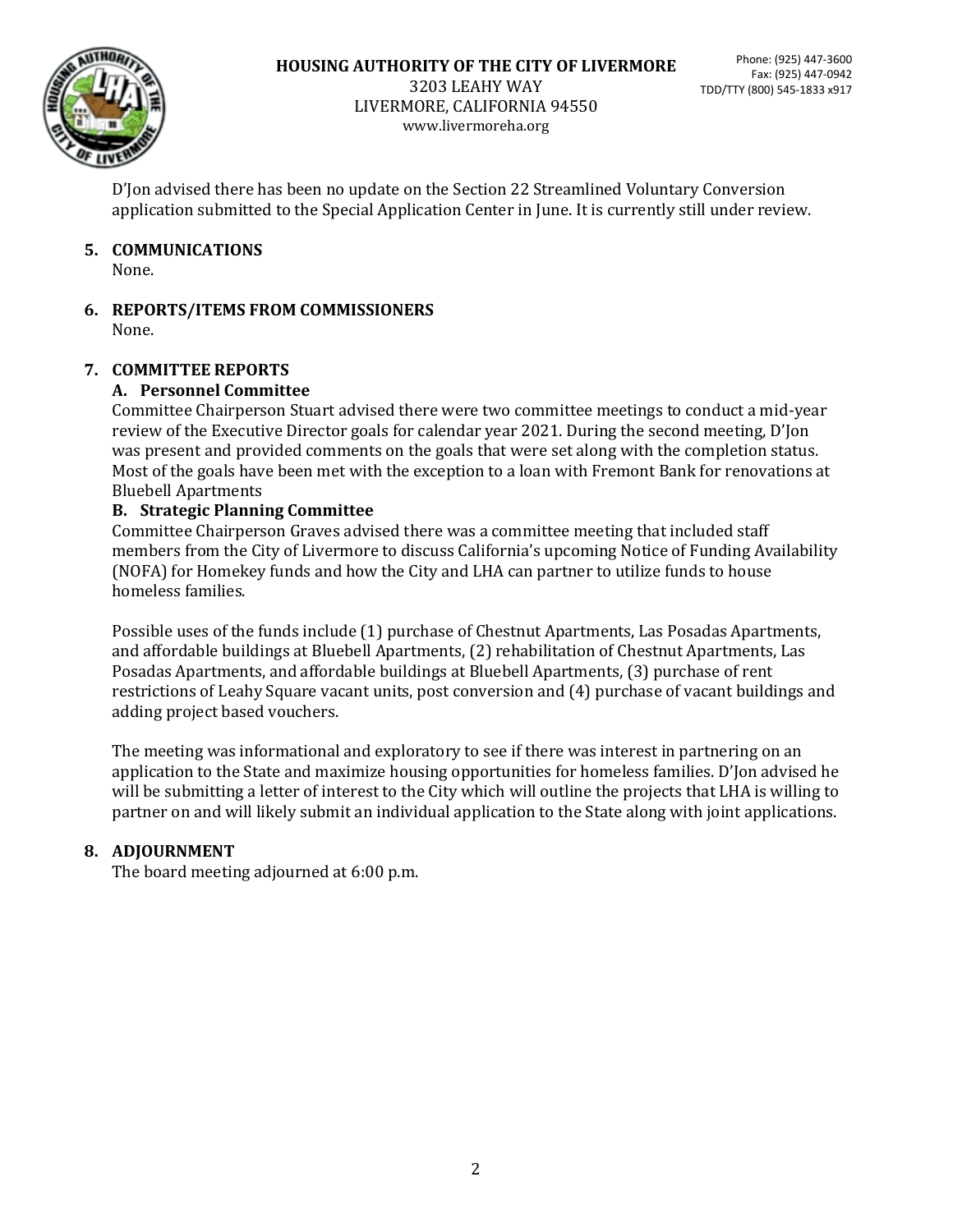D'Jon advised there has been no update on the Section 22 Streamlined Voluntary Conversion application submitted to the Special Application Center in June. It is currently still under review.

5. **COMMUNICATIONS**
   None.

6. **REPORTS/ITEMS FROM COMMISSIONERS**
   None.

7. **COMMITTEE REPORTS**

   **A. Personnel Committee**

   Committee Chairperson Stuart advised there were two committee meetings to conduct a mid-year review of the Executive Director goals for calendar year 2021. During the second meeting, D'Jon was present and provided comments on the goals that were set along with the completion status. Most of the goals have been met with the exception to a loan with Fremont Bank for renovations at Bluebell Apartments

   **B. Strategic Planning Committee**

   Committee Chairperson Graves advised there was a committee meeting that included staff members from the City of Livermore to discuss California's upcoming Notice of Funding Availability (NOFA) for Homekey funds and how the City and LHA can partner to utilize funds to house homeless families.

   Possible uses of the funds include (1) purchase of Chestnut Apartments, Las Posadas Apartments, and affordable buildings at Bluebell Apartments, (2) rehabilitation of Chestnut Apartments, Las Posadas Apartments, and affordable buildings at Bluebell Apartments, (3) purchase of rent restrictions of Leahy Square vacant units, post conversion and (4) purchase of vacant buildings and adding project based vouchers.

   The meeting was informational and exploratory to see if there was interest in partnering on an application to the State and maximize housing opportunities for homeless families. D'Jon advised he will be submitting a letter of interest to the City which will outline the projects that LHA is willing to partner on and will likely submit an individual application to the State along with joint applications.

8. **ADJOURNMENT**
   The board meeting adjourned at 6:00 p.m.